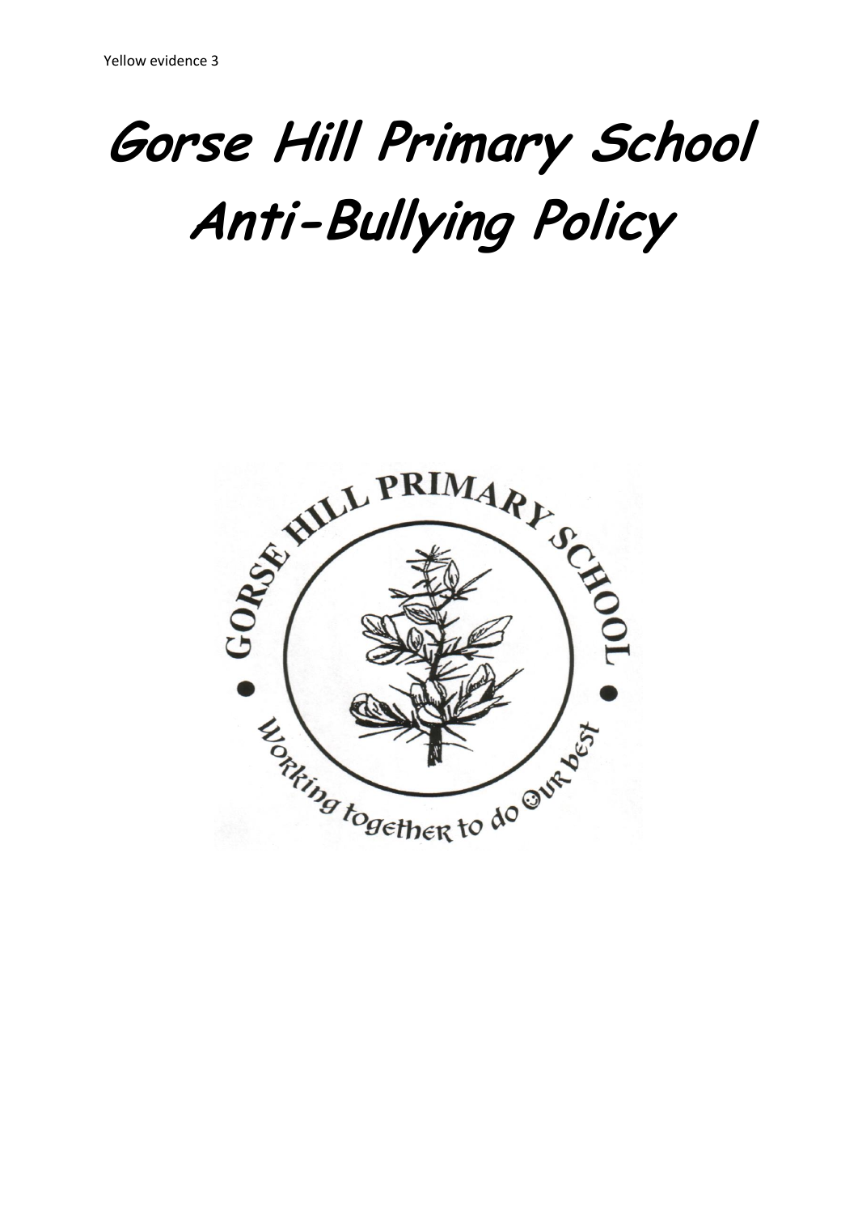Yellow evidence 3

# Gorse Hill Primary School Anti-Bullying Policy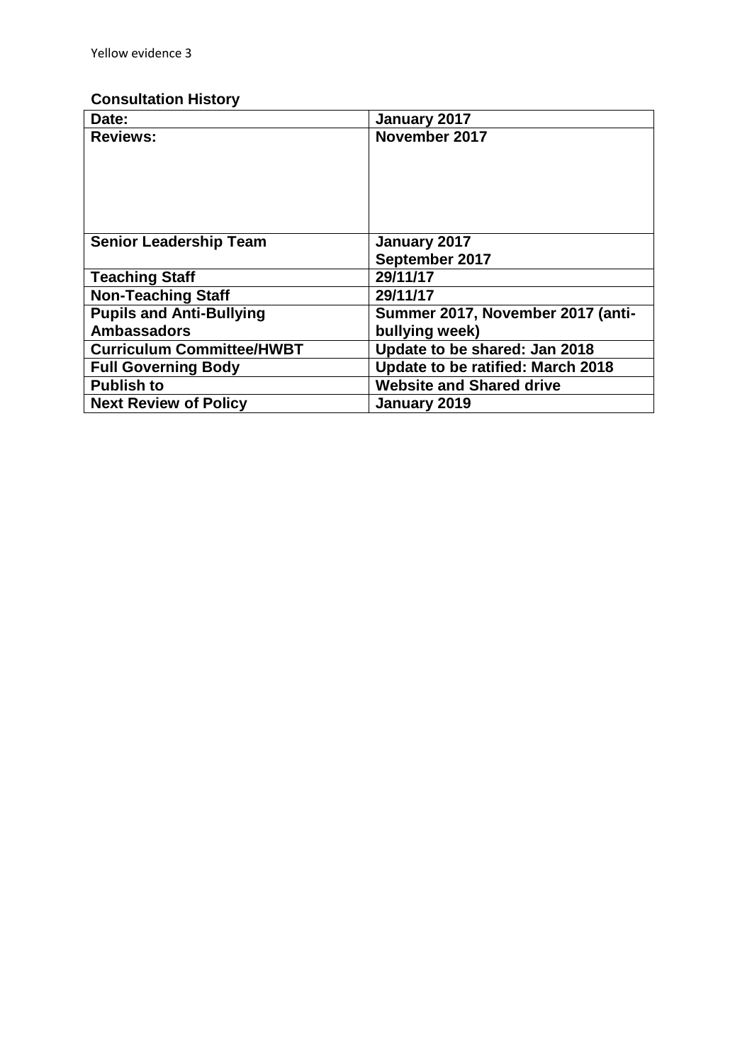Yellow evidence 3

**Consultation History**

| Date: | January 2017 |
|---|---|
| **Reviews:** | **November 2017** |
| **Senior Leadership Team** | **January 2017**<br>**September 2017** |
| **Teaching Staff** | **29/11/17** |
| **Non-Teaching Staff** | **29/11/17** |
| **Pupils and Anti-Bullying Ambassadors** | **Summer 2017, November 2017 (anti-bullying week)** |
| **Curriculum Committee/HWBT** | **Update to be shared: Jan 2018** |
| **Full Governing Body** | **Update to be ratified: March 2018** |
| **Publish to** | **Website and Shared drive** |
| **Next Review of Policy** | **January 2019** |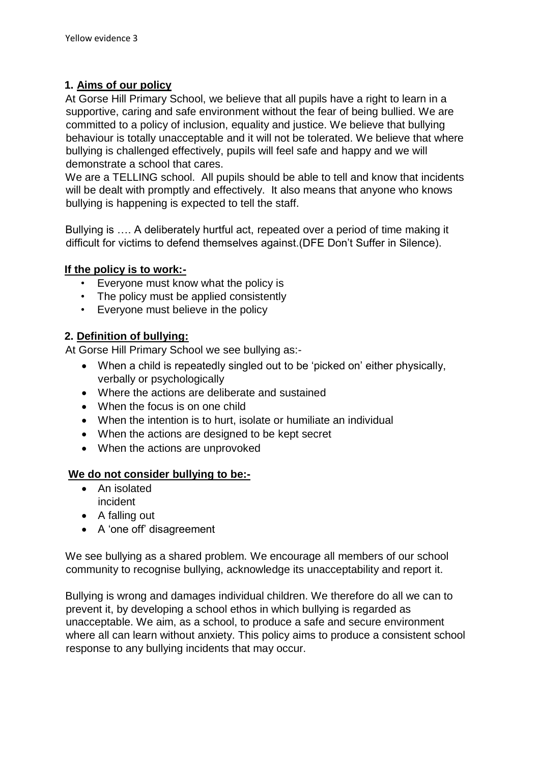## 1. Aims of our policy

At Gorse Hill Primary School, we believe that all pupils have a right to learn in a supportive, caring and safe environment without the fear of being bullied. We are committed to a policy of inclusion, equality and justice. We believe that bullying behaviour is totally unacceptable and it will not be tolerated. We believe that where bullying is challenged effectively, pupils will feel safe and happy and we will demonstrate a school that cares.

We are a TELLING school. All pupils should be able to tell and know that incidents will be dealt with promptly and effectively. It also means that anyone who knows bullying is happening is expected to tell the staff.

Bullying is …. A deliberately hurtful act, repeated over a period of time making it difficult for victims to defend themselves against.(DFE Don't Suffer in Silence).

**If the policy is to work:-**

- Everyone must know what the policy is
- The policy must be applied consistently
- Everyone must believe in the policy

## 2. Definition of bullying:

At Gorse Hill Primary School we see bullying as:-

- When a child is repeatedly singled out to be 'picked on' either physically, verbally or psychologically
- Where the actions are deliberate and sustained
- When the focus is on one child
- When the intention is to hurt, isolate or humiliate an individual
- When the actions are designed to be kept secret
- When the actions are unprovoked

**We do not consider bullying to be:-**

- An isolated incident
- A falling out
- A 'one off' disagreement

We see bullying as a shared problem. We encourage all members of our school community to recognise bullying, acknowledge its unacceptability and report it.

Bullying is wrong and damages individual children. We therefore do all we can to prevent it, by developing a school ethos in which bullying is regarded as unacceptable. We aim, as a school, to produce a safe and secure environment where all can learn without anxiety. This policy aims to produce a consistent school response to any bullying incidents that may occur.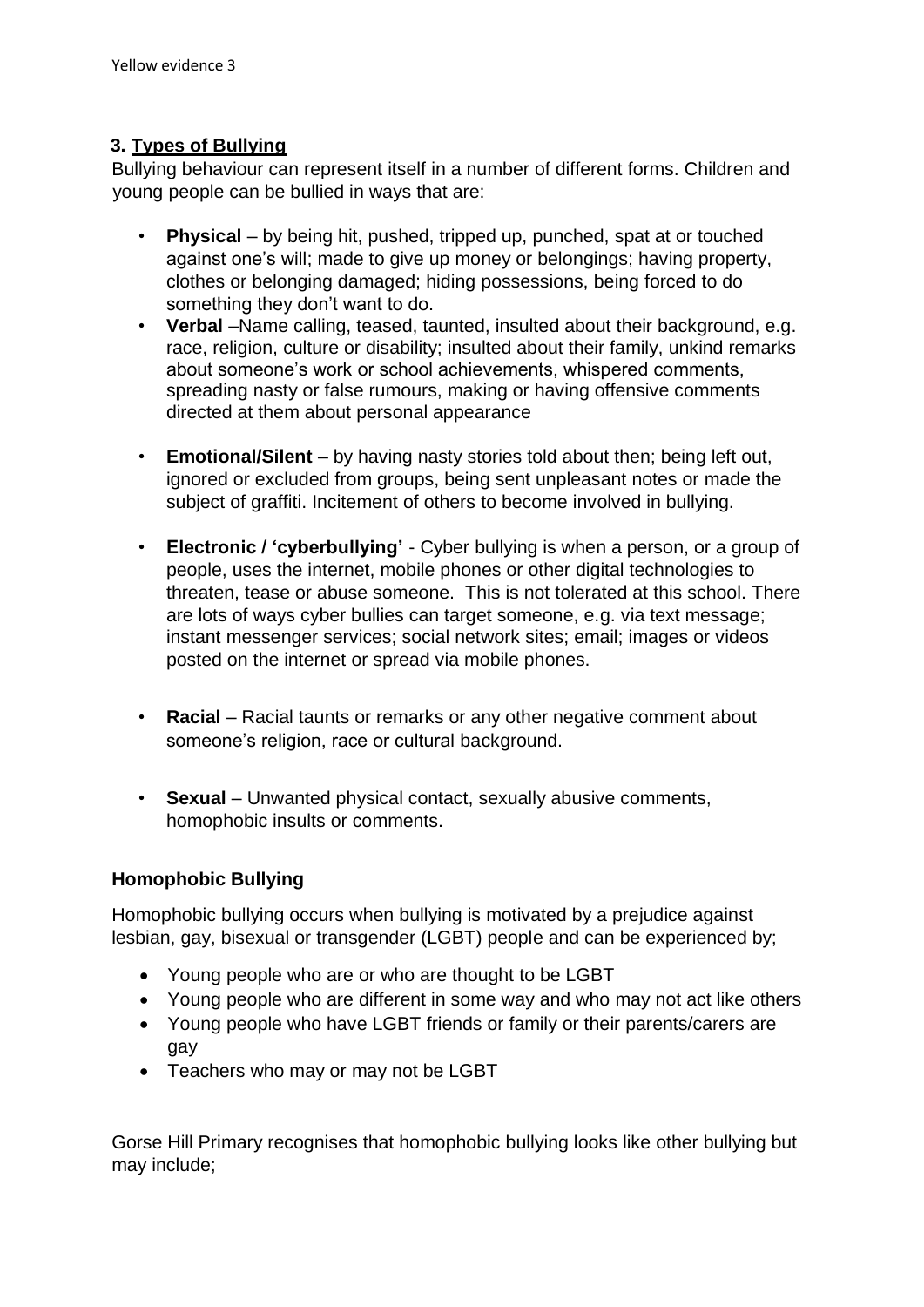## 3. Types of Bullying

Bullying behaviour can represent itself in a number of different forms. Children and young people can be bullied in ways that are:

- **Physical** – by being hit, pushed, tripped up, punched, spat at or touched against one's will; made to give up money or belongings; having property, clothes or belonging damaged; hiding possessions, being forced to do something they don't want to do.
- **Verbal** –Name calling, teased, taunted, insulted about their background, e.g. race, religion, culture or disability; insulted about their family, unkind remarks about someone's work or school achievements, whispered comments, spreading nasty or false rumours, making or having offensive comments directed at them about personal appearance
- **Emotional/Silent** – by having nasty stories told about then; being left out, ignored or excluded from groups, being sent unpleasant notes or made the subject of graffiti. Incitement of others to become involved in bullying.
- **Electronic / 'cyberbullying'** - Cyber bullying is when a person, or a group of people, uses the internet, mobile phones or other digital technologies to threaten, tease or abuse someone. This is not tolerated at this school. There are lots of ways cyber bullies can target someone, e.g. via text message; instant messenger services; social network sites; email; images or videos posted on the internet or spread via mobile phones.
- **Racial** – Racial taunts or remarks or any other negative comment about someone's religion, race or cultural background.
- **Sexual** – Unwanted physical contact, sexually abusive comments, homophobic insults or comments.

### Homophobic Bullying

Homophobic bullying occurs when bullying is motivated by a prejudice against lesbian, gay, bisexual or transgender (LGBT) people and can be experienced by;

- Young people who are or who are thought to be LGBT
- Young people who are different in some way and who may not act like others
- Young people who have LGBT friends or family or their parents/carers are gay
- Teachers who may or may not be LGBT

Gorse Hill Primary recognises that homophobic bullying looks like other bullying but may include;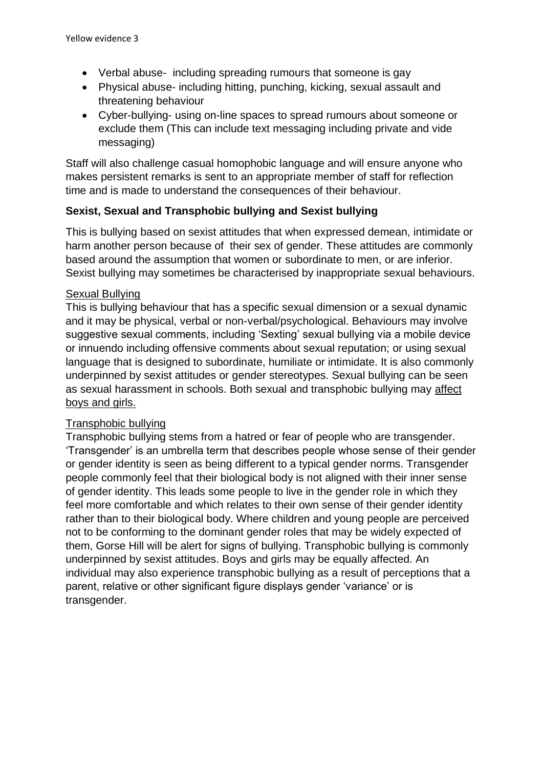- Verbal abuse- including spreading rumours that someone is gay
- Physical abuse- including hitting, punching, kicking, sexual assault and threatening behaviour
- Cyber-bullying- using on-line spaces to spread rumours about someone or exclude them (This can include text messaging including private and vide messaging)

Staff will also challenge casual homophobic language and will ensure anyone who makes persistent remarks is sent to an appropriate member of staff for reflection time and is made to understand the consequences of their behaviour.

**Sexist, Sexual and Transphobic bullying and Sexist bullying**

This is bullying based on sexist attitudes that when expressed demean, intimidate or harm another person because of their sex of gender. These attitudes are commonly based around the assumption that women or subordinate to men, or are inferior. Sexist bullying may sometimes be characterised by inappropriate sexual behaviours.

<u>Sexual Bullying</u>

This is bullying behaviour that has a specific sexual dimension or a sexual dynamic and it may be physical, verbal or non-verbal/psychological. Behaviours may involve suggestive sexual comments, including 'Sexting' sexual bullying via a mobile device or innuendo including offensive comments about sexual reputation; or using sexual language that is designed to subordinate, humiliate or intimidate. It is also commonly underpinned by sexist attitudes or gender stereotypes. Sexual bullying can be seen as sexual harassment in schools. Both sexual and transphobic bullying may <u>affect boys and girls.</u>

<u>Transphobic bullying</u>

Transphobic bullying stems from a hatred or fear of people who are transgender. 'Transgender' is an umbrella term that describes people whose sense of their gender or gender identity is seen as being different to a typical gender norms. Transgender people commonly feel that their biological body is not aligned with their inner sense of gender identity. This leads some people to live in the gender role in which they feel more comfortable and which relates to their own sense of their gender identity rather than to their biological body. Where children and young people are perceived not to be conforming to the dominant gender roles that may be widely expected of them, Gorse Hill will be alert for signs of bullying. Transphobic bullying is commonly underpinned by sexist attitudes. Boys and girls may be equally affected. An individual may also experience transphobic bullying as a result of perceptions that a parent, relative or other significant figure displays gender 'variance' or is transgender.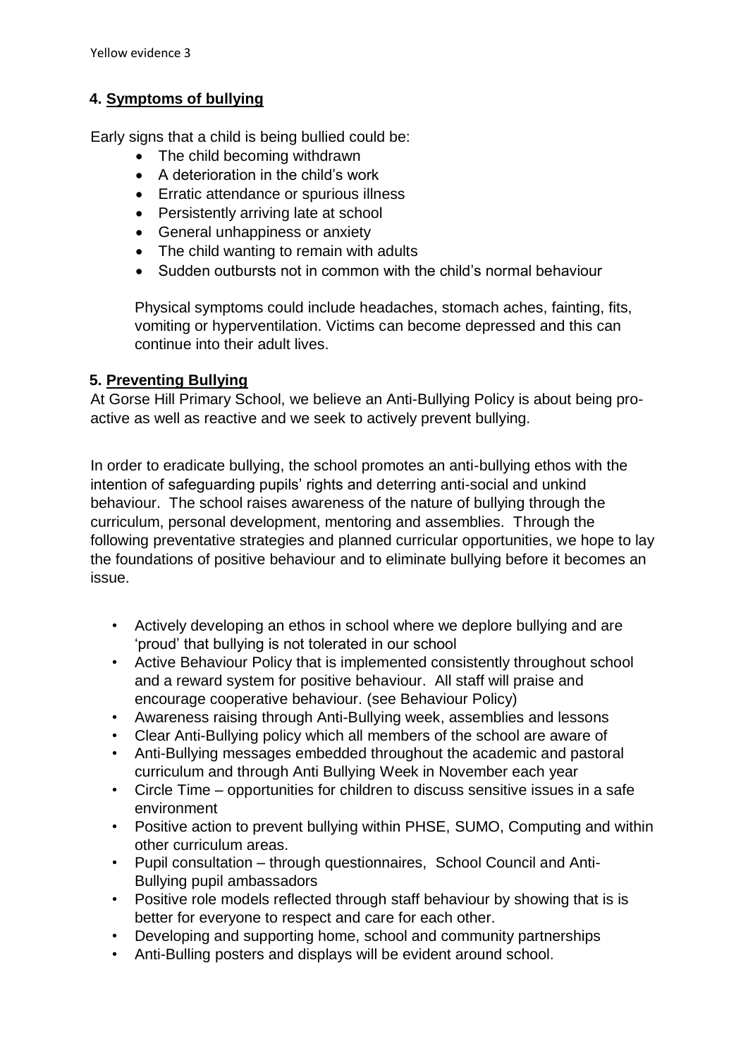## 4. Symptoms of bullying

Early signs that a child is being bullied could be:

- The child becoming withdrawn
- A deterioration in the child's work
- Erratic attendance or spurious illness
- Persistently arriving late at school
- General unhappiness or anxiety
- The child wanting to remain with adults
- Sudden outbursts not in common with the child's normal behaviour

Physical symptoms could include headaches, stomach aches, fainting, fits, vomiting or hyperventilation. Victims can become depressed and this can continue into their adult lives.

## 5. Preventing Bullying

At Gorse Hill Primary School, we believe an Anti-Bullying Policy is about being pro-active as well as reactive and we seek to actively prevent bullying.

In order to eradicate bullying, the school promotes an anti-bullying ethos with the intention of safeguarding pupils' rights and deterring anti-social and unkind behaviour. The school raises awareness of the nature of bullying through the curriculum, personal development, mentoring and assemblies. Through the following preventative strategies and planned curricular opportunities, we hope to lay the foundations of positive behaviour and to eliminate bullying before it becomes an issue.

- Actively developing an ethos in school where we deplore bullying and are 'proud' that bullying is not tolerated in our school
- Active Behaviour Policy that is implemented consistently throughout school and a reward system for positive behaviour. All staff will praise and encourage cooperative behaviour. (see Behaviour Policy)
- Awareness raising through Anti-Bullying week, assemblies and lessons
- Clear Anti-Bullying policy which all members of the school are aware of
- Anti-Bullying messages embedded throughout the academic and pastoral curriculum and through Anti Bullying Week in November each year
- Circle Time – opportunities for children to discuss sensitive issues in a safe environment
- Positive action to prevent bullying within PHSE, SUMO, Computing and within other curriculum areas.
- Pupil consultation – through questionnaires, School Council and Anti-Bullying pupil ambassadors
- Positive role models reflected through staff behaviour by showing that is is better for everyone to respect and care for each other.
- Developing and supporting home, school and community partnerships
- Anti-Bulling posters and displays will be evident around school.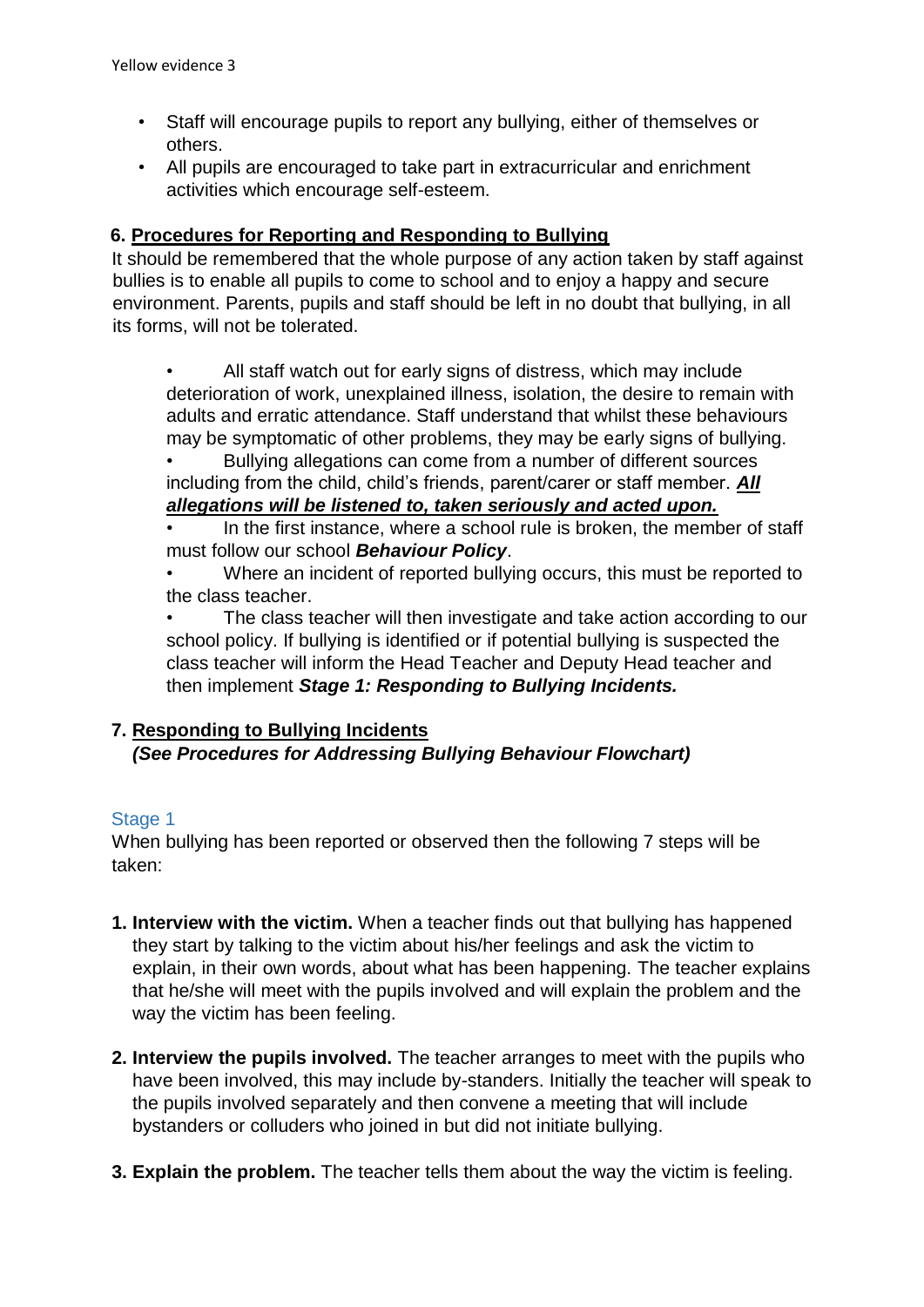- Staff will encourage pupils to report any bullying, either of themselves or others.
- All pupils are encouraged to take part in extracurricular and enrichment activities which encourage self-esteem.

## 6. Procedures for Reporting and Responding to Bullying

It should be remembered that the whole purpose of any action taken by staff against bullies is to enable all pupils to come to school and to enjoy a happy and secure environment. Parents, pupils and staff should be left in no doubt that bullying, in all its forms, will not be tolerated.

- All staff watch out for early signs of distress, which may include deterioration of work, unexplained illness, isolation, the desire to remain with adults and erratic attendance. Staff understand that whilst these behaviours may be symptomatic of other problems, they may be early signs of bullying.
- Bullying allegations can come from a number of different sources including from the child, child's friends, parent/carer or staff member. ***All allegations will be listened to, taken seriously and acted upon.***
- In the first instance, where a school rule is broken, the member of staff must follow our school ***Behaviour Policy***.
- Where an incident of reported bullying occurs, this must be reported to the class teacher.
- The class teacher will then investigate and take action according to our school policy. If bullying is identified or if potential bullying is suspected the class teacher will inform the Head Teacher and Deputy Head teacher and then implement ***Stage 1: Responding to Bullying Incidents.***

## 7. Responding to Bullying Incidents

***(See Procedures for Addressing Bullying Behaviour Flowchart)***

### Stage 1

When bullying has been reported or observed then the following 7 steps will be taken:

1. **Interview with the victim.** When a teacher finds out that bullying has happened they start by talking to the victim about his/her feelings and ask the victim to explain, in their own words, about what has been happening. The teacher explains that he/she will meet with the pupils involved and will explain the problem and the way the victim has been feeling.

2. **Interview the pupils involved.** The teacher arranges to meet with the pupils who have been involved, this may include by-standers. Initially the teacher will speak to the pupils involved separately and then convene a meeting that will include bystanders or colluders who joined in but did not initiate bullying.

3. **Explain the problem.** The teacher tells them about the way the victim is feeling.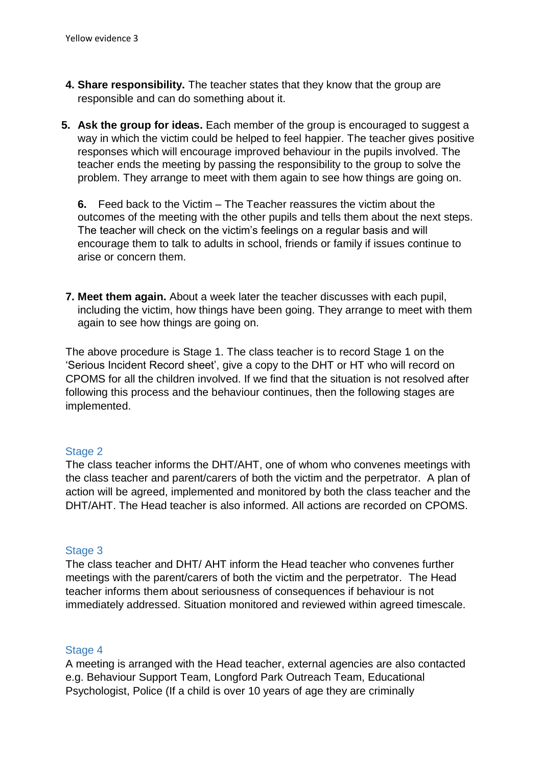4. **Share responsibility.** The teacher states that they know that the group are responsible and can do something about it.

5. **Ask the group for ideas.** Each member of the group is encouraged to suggest a way in which the victim could be helped to feel happier. The teacher gives positive responses which will encourage improved behaviour in the pupils involved. The teacher ends the meeting by passing the responsibility to the group to solve the problem. They arrange to meet with them again to see how things are going on.

6. Feed back to the Victim – The Teacher reassures the victim about the outcomes of the meeting with the other pupils and tells them about the next steps. The teacher will check on the victim's feelings on a regular basis and will encourage them to talk to adults in school, friends or family if issues continue to arise or concern them.

7. **Meet them again.** About a week later the teacher discusses with each pupil, including the victim, how things have been going. They arrange to meet with them again to see how things are going on.

The above procedure is Stage 1. The class teacher is to record Stage 1 on the 'Serious Incident Record sheet', give a copy to the DHT or HT who will record on CPOMS for all the children involved. If we find that the situation is not resolved after following this process and the behaviour continues, then the following stages are implemented.

### Stage 2

The class teacher informs the DHT/AHT, one of whom who convenes meetings with the class teacher and parent/carers of both the victim and the perpetrator. A plan of action will be agreed, implemented and monitored by both the class teacher and the DHT/AHT. The Head teacher is also informed. All actions are recorded on CPOMS.

### Stage 3

The class teacher and DHT/ AHT inform the Head teacher who convenes further meetings with the parent/carers of both the victim and the perpetrator. The Head teacher informs them about seriousness of consequences if behaviour is not immediately addressed. Situation monitored and reviewed within agreed timescale.

### Stage 4

A meeting is arranged with the Head teacher, external agencies are also contacted e.g. Behaviour Support Team, Longford Park Outreach Team, Educational Psychologist, Police (If a child is over 10 years of age they are criminally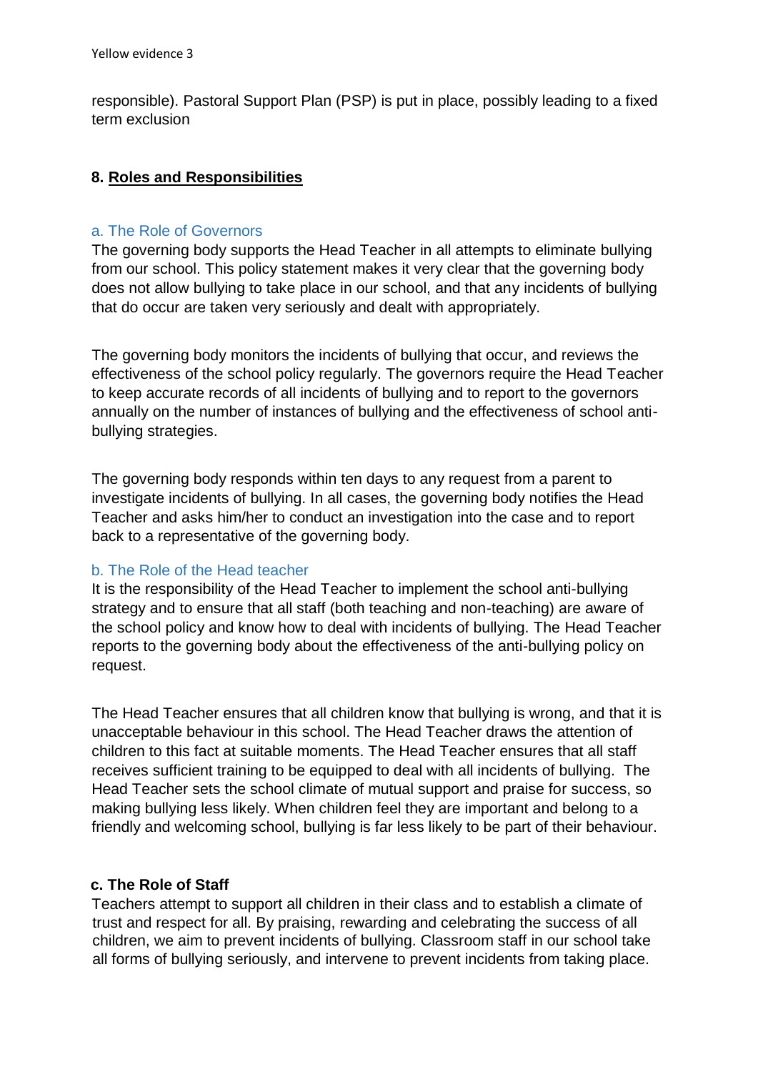responsible). Pastoral Support Plan (PSP) is put in place, possibly leading to a fixed term exclusion

## 8. Roles and Responsibilities

### a. The Role of Governors

The governing body supports the Head Teacher in all attempts to eliminate bullying from our school. This policy statement makes it very clear that the governing body does not allow bullying to take place in our school, and that any incidents of bullying that do occur are taken very seriously and dealt with appropriately.

The governing body monitors the incidents of bullying that occur, and reviews the effectiveness of the school policy regularly. The governors require the Head Teacher to keep accurate records of all incidents of bullying and to report to the governors annually on the number of instances of bullying and the effectiveness of school anti-bullying strategies.

The governing body responds within ten days to any request from a parent to investigate incidents of bullying. In all cases, the governing body notifies the Head Teacher and asks him/her to conduct an investigation into the case and to report back to a representative of the governing body.

### b. The Role of the Head teacher

It is the responsibility of the Head Teacher to implement the school anti-bullying strategy and to ensure that all staff (both teaching and non-teaching) are aware of the school policy and know how to deal with incidents of bullying. The Head Teacher reports to the governing body about the effectiveness of the anti-bullying policy on request.

The Head Teacher ensures that all children know that bullying is wrong, and that it is unacceptable behaviour in this school. The Head Teacher draws the attention of children to this fact at suitable moments. The Head Teacher ensures that all staff receives sufficient training to be equipped to deal with all incidents of bullying. The Head Teacher sets the school climate of mutual support and praise for success, so making bullying less likely. When children feel they are important and belong to a friendly and welcoming school, bullying is far less likely to be part of their behaviour.

### c. The Role of Staff

Teachers attempt to support all children in their class and to establish a climate of trust and respect for all. By praising, rewarding and celebrating the success of all children, we aim to prevent incidents of bullying. Classroom staff in our school take all forms of bullying seriously, and intervene to prevent incidents from taking place.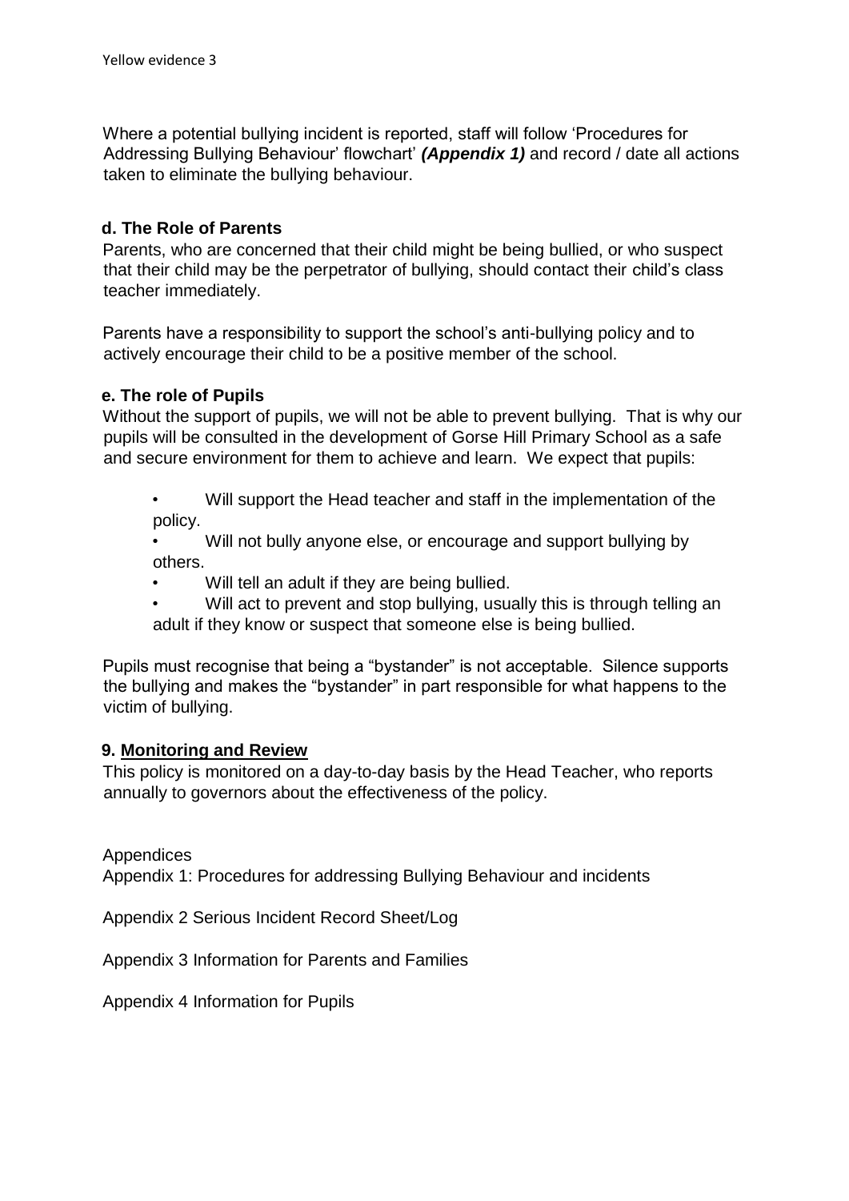Yellow evidence 3

Where a potential bullying incident is reported, staff will follow 'Procedures for Addressing Bullying Behaviour' flowchart' ***(Appendix 1)*** and record / date all actions taken to eliminate the bullying behaviour.

### d. The Role of Parents

Parents, who are concerned that their child might be being bullied, or who suspect that their child may be the perpetrator of bullying, should contact their child's class teacher immediately.

Parents have a responsibility to support the school's anti-bullying policy and to actively encourage their child to be a positive member of the school.

### e. The role of Pupils

Without the support of pupils, we will not be able to prevent bullying. That is why our pupils will be consulted in the development of Gorse Hill Primary School as a safe and secure environment for them to achieve and learn. We expect that pupils:

- Will support the Head teacher and staff in the implementation of the policy.
- Will not bully anyone else, or encourage and support bullying by others.
- Will tell an adult if they are being bullied.
- Will act to prevent and stop bullying, usually this is through telling an adult if they know or suspect that someone else is being bullied.

Pupils must recognise that being a "bystander" is not acceptable. Silence supports the bullying and makes the "bystander" in part responsible for what happens to the victim of bullying.

## 9. Monitoring and Review

This policy is monitored on a day-to-day basis by the Head Teacher, who reports annually to governors about the effectiveness of the policy.

Appendices

Appendix 1: Procedures for addressing Bullying Behaviour and incidents

Appendix 2 Serious Incident Record Sheet/Log

Appendix 3 Information for Parents and Families

Appendix 4 Information for Pupils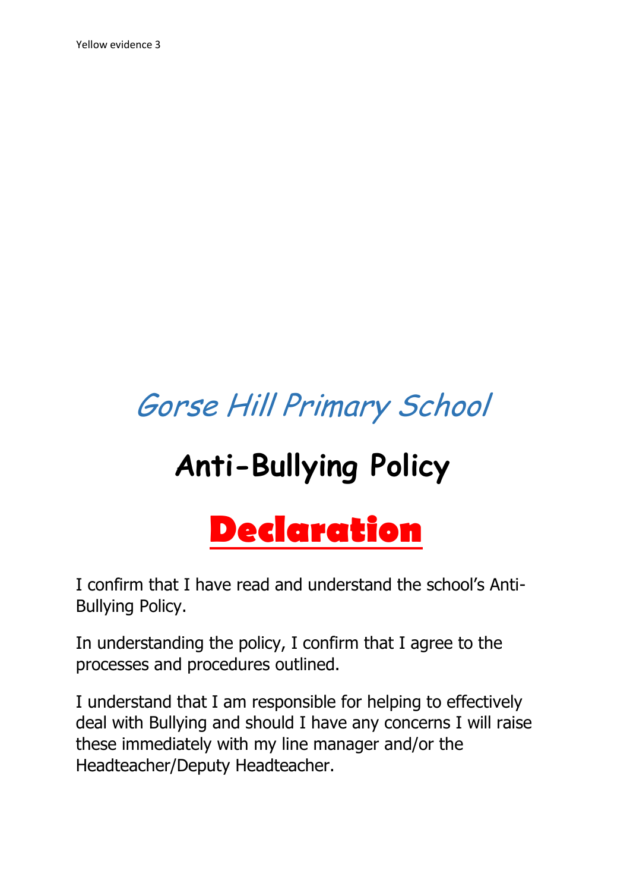Yellow evidence 3

# *Gorse Hill Primary School*

# **Anti-Bullying Policy**

# **Declaration**

I confirm that I have read and understand the school's Anti-Bullying Policy.

In understanding the policy, I confirm that I agree to the processes and procedures outlined.

I understand that I am responsible for helping to effectively deal with Bullying and should I have any concerns I will raise these immediately with my line manager and/or the Headteacher/Deputy Headteacher.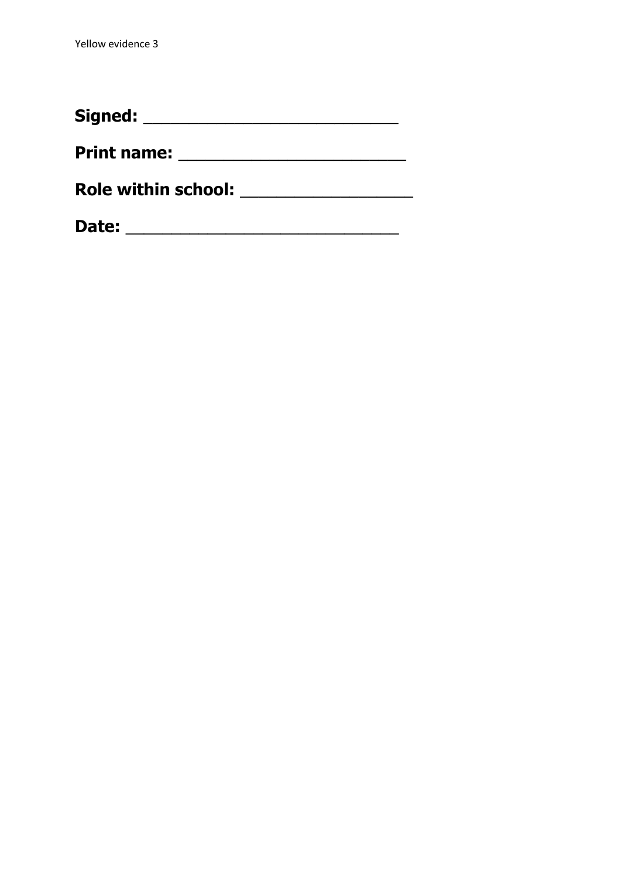**Signed: ___________________________**

**Print name: ________________________**

**Role within school: __________________**

**Date: _____________________________**